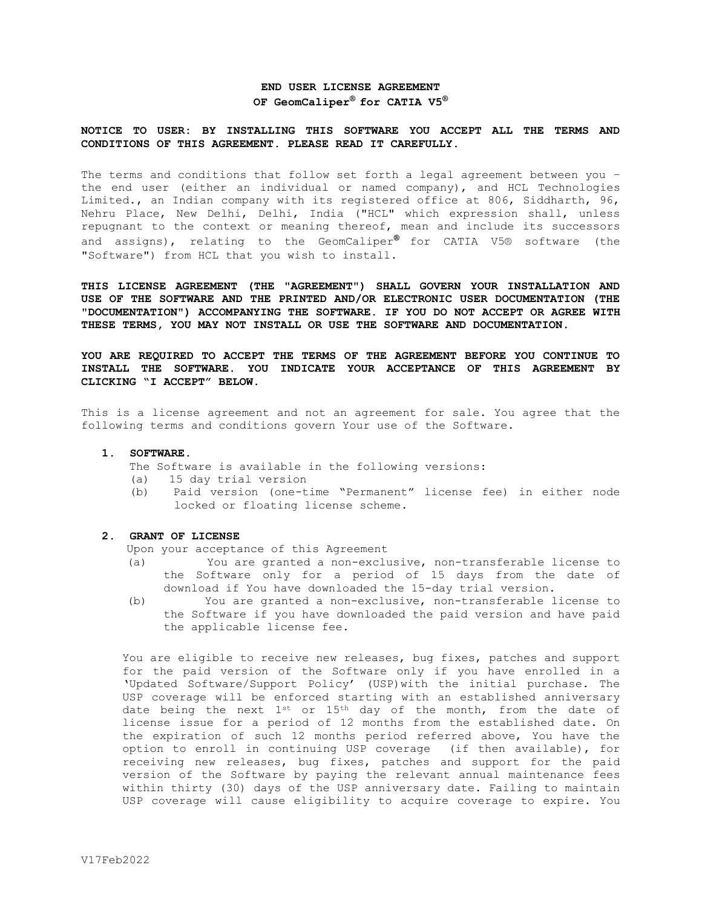**END USER LICENSE AGREEMENT**
**OF GeomCaliper® for CATIA V5®**

**NOTICE TO USER: BY INSTALLING THIS SOFTWARE YOU ACCEPT ALL THE TERMS AND CONDITIONS OF THIS AGREEMENT. PLEASE READ IT CAREFULLY.**

The terms and conditions that follow set forth a legal agreement between you – the end user (either an individual or named company), and HCL Technologies Limited., an Indian company with its registered office at 806, Siddharth, 96, Nehru Place, New Delhi, Delhi, India ("HCL" which expression shall, unless repugnant to the context or meaning thereof, mean and include its successors and assigns), relating to the GeomCaliper® for CATIA V5® software (the "Software") from HCL that you wish to install.

**THIS LICENSE AGREEMENT (THE "AGREEMENT") SHALL GOVERN YOUR INSTALLATION AND USE OF THE SOFTWARE AND THE PRINTED AND/OR ELECTRONIC USER DOCUMENTATION (THE "DOCUMENTATION") ACCOMPANYING THE SOFTWARE. IF YOU DO NOT ACCEPT OR AGREE WITH THESE TERMS, YOU MAY NOT INSTALL OR USE THE SOFTWARE AND DOCUMENTATION.**

**YOU ARE REQUIRED TO ACCEPT THE TERMS OF THE AGREEMENT BEFORE YOU CONTINUE TO INSTALL THE SOFTWARE. YOU INDICATE YOUR ACCEPTANCE OF THIS AGREEMENT BY CLICKING "I ACCEPT" BELOW.**

This is a license agreement and not an agreement for sale. You agree that the following terms and conditions govern Your use of the Software.

**1. SOFTWARE.**

The Software is available in the following versions:

(a) 15 day trial version

(b) Paid version (one-time "Permanent" license fee) in either node locked or floating license scheme.

**2. GRANT OF LICENSE**

Upon your acceptance of this Agreement

(a) You are granted a non-exclusive, non-transferable license to the Software only for a period of 15 days from the date of download if You have downloaded the 15-day trial version.

(b) You are granted a non-exclusive, non-transferable license to the Software if you have downloaded the paid version and have paid the applicable license fee.

You are eligible to receive new releases, bug fixes, patches and support for the paid version of the Software only if you have enrolled in a 'Updated Software/Support Policy' (USP) with the initial purchase. The USP coverage will be enforced starting with an established anniversary date being the next 1st or 15th day of the month, from the date of license issue for a period of 12 months from the established date. On the expiration of such 12 months period referred above, You have the option to enroll in continuing USP coverage (if then available), for receiving new releases, bug fixes, patches and support for the paid version of the Software by paying the relevant annual maintenance fees within thirty (30) days of the USP anniversary date. Failing to maintain USP coverage will cause eligibility to acquire coverage to expire. You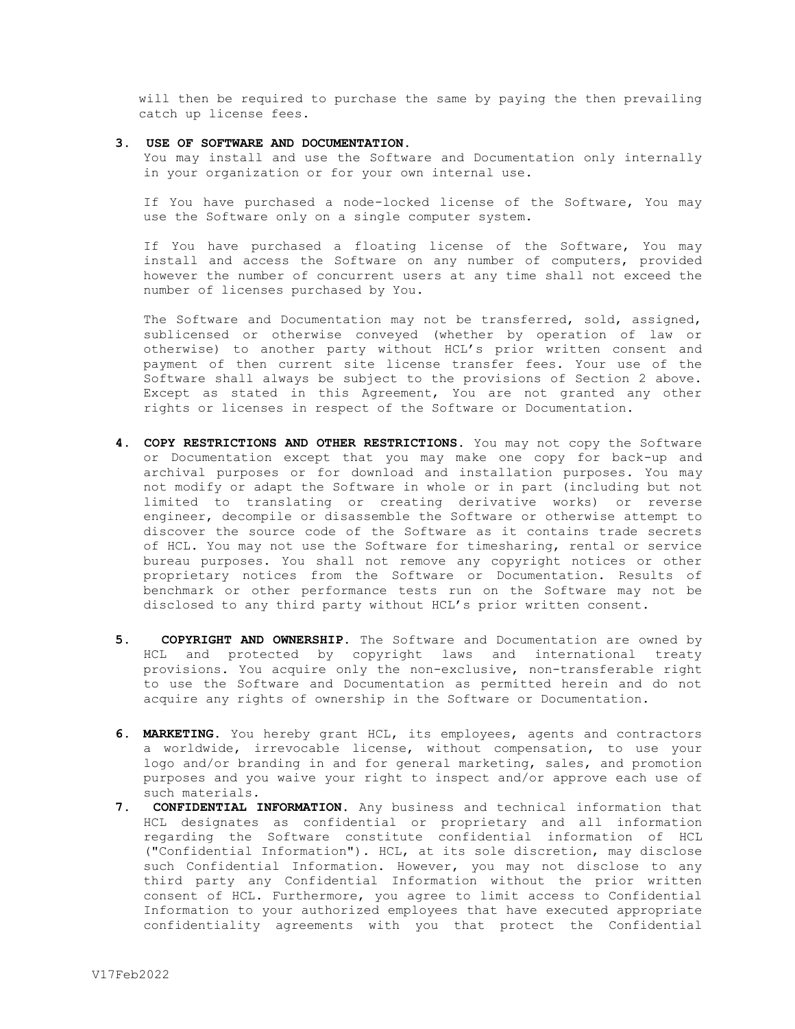will then be required to purchase the same by paying the then prevailing catch up license fees.

3. **USE OF SOFTWARE AND DOCUMENTATION.**
   You may install and use the Software and Documentation only internally in your organization or for your own internal use.

   If You have purchased a node-locked license of the Software, You may use the Software only on a single computer system.

   If You have purchased a floating license of the Software, You may install and access the Software on any number of computers, provided however the number of concurrent users at any time shall not exceed the number of licenses purchased by You.

   The Software and Documentation may not be transferred, sold, assigned, sublicensed or otherwise conveyed (whether by operation of law or otherwise) to another party without HCL's prior written consent and payment of then current site license transfer fees. Your use of the Software shall always be subject to the provisions of Section 2 above. Except as stated in this Agreement, You are not granted any other rights or licenses in respect of the Software or Documentation.

4. **COPY RESTRICTIONS AND OTHER RESTRICTIONS.** You may not copy the Software or Documentation except that you may make one copy for back-up and archival purposes or for download and installation purposes. You may not modify or adapt the Software in whole or in part (including but not limited to translating or creating derivative works) or reverse engineer, decompile or disassemble the Software or otherwise attempt to discover the source code of the Software as it contains trade secrets of HCL. You may not use the Software for timesharing, rental or service bureau purposes. You shall not remove any copyright notices or other proprietary notices from the Software or Documentation. Results of benchmark or other performance tests run on the Software may not be disclosed to any third party without HCL's prior written consent.

5. **COPYRIGHT AND OWNERSHIP.** The Software and Documentation are owned by HCL and protected by copyright laws and international treaty provisions. You acquire only the non-exclusive, non-transferable right to use the Software and Documentation as permitted herein and do not acquire any rights of ownership in the Software or Documentation.

6. **MARKETING.** You hereby grant HCL, its employees, agents and contractors a worldwide, irrevocable license, without compensation, to use your logo and/or branding in and for general marketing, sales, and promotion purposes and you waive your right to inspect and/or approve each use of such materials.

7. **CONFIDENTIAL INFORMATION.** Any business and technical information that HCL designates as confidential or proprietary and all information regarding the Software constitute confidential information of HCL ("Confidential Information"). HCL, at its sole discretion, may disclose such Confidential Information. However, you may not disclose to any third party any Confidential Information without the prior written consent of HCL. Furthermore, you agree to limit access to Confidential Information to your authorized employees that have executed appropriate confidentiality agreements with you that protect the Confidential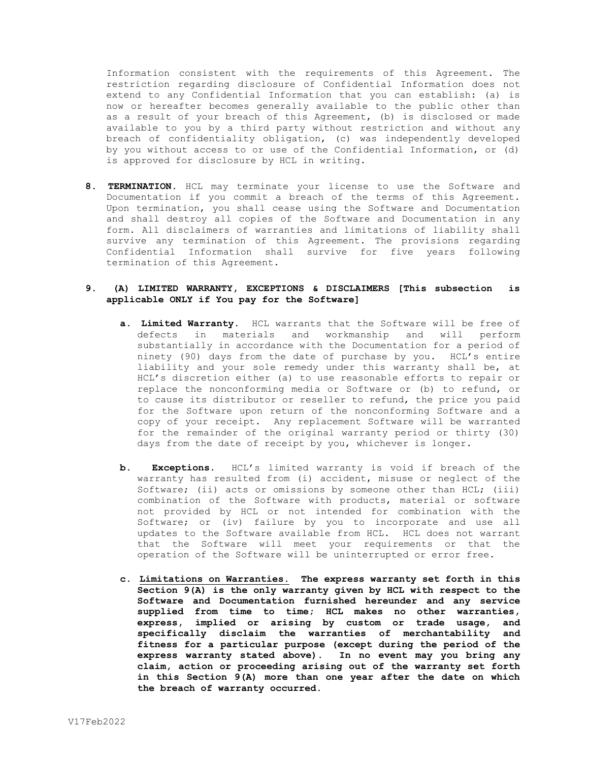Information consistent with the requirements of this Agreement. The restriction regarding disclosure of Confidential Information does not extend to any Confidential Information that you can establish: (a) is now or hereafter becomes generally available to the public other than as a result of your breach of this Agreement, (b) is disclosed or made available to you by a third party without restriction and without any breach of confidentiality obligation, (c) was independently developed by you without access to or use of the Confidential Information, or (d) is approved for disclosure by HCL in writing.

8. **TERMINATION.** HCL may terminate your license to use the Software and Documentation if you commit a breach of the terms of this Agreement. Upon termination, you shall cease using the Software and Documentation and shall destroy all copies of the Software and Documentation in any form. All disclaimers of warranties and limitations of liability shall survive any termination of this Agreement. The provisions regarding Confidential Information shall survive for five years following termination of this Agreement.

9. **(A) LIMITED WARRANTY, EXCEPTIONS & DISCLAIMERS [This subsection is applicable ONLY if You pay for the Software]**

   a. **Limited Warranty.** HCL warrants that the Software will be free of defects in materials and workmanship and will perform substantially in accordance with the Documentation for a period of ninety (90) days from the date of purchase by you. HCL's entire liability and your sole remedy under this warranty shall be, at HCL's discretion either (a) to use reasonable efforts to repair or replace the nonconforming media or Software or (b) to refund, or to cause its distributor or reseller to refund, the price you paid for the Software upon return of the nonconforming Software and a copy of your receipt. Any replacement Software will be warranted for the remainder of the original warranty period or thirty (30) days from the date of receipt by you, whichever is longer.

   b. **Exceptions.** HCL's limited warranty is void if breach of the warranty has resulted from (i) accident, misuse or neglect of the Software; (ii) acts or omissions by someone other than HCL; (iii) combination of the Software with products, material or software not provided by HCL or not intended for combination with the Software; or (iv) failure by you to incorporate and use all updates to the Software available from HCL. HCL does not warrant that the Software will meet your requirements or that the operation of the Software will be uninterrupted or error free.

   c. **Limitations on Warranties. The express warranty set forth in this Section 9(A) is the only warranty given by HCL with respect to the Software and Documentation furnished hereunder and any service supplied from time to time; HCL makes no other warranties, express, implied or arising by custom or trade usage, and specifically disclaim the warranties of merchantability and fitness for a particular purpose (except during the period of the express warranty stated above). In no event may you bring any claim, action or proceeding arising out of the warranty set forth in this Section 9(A) more than one year after the date on which the breach of warranty occurred.**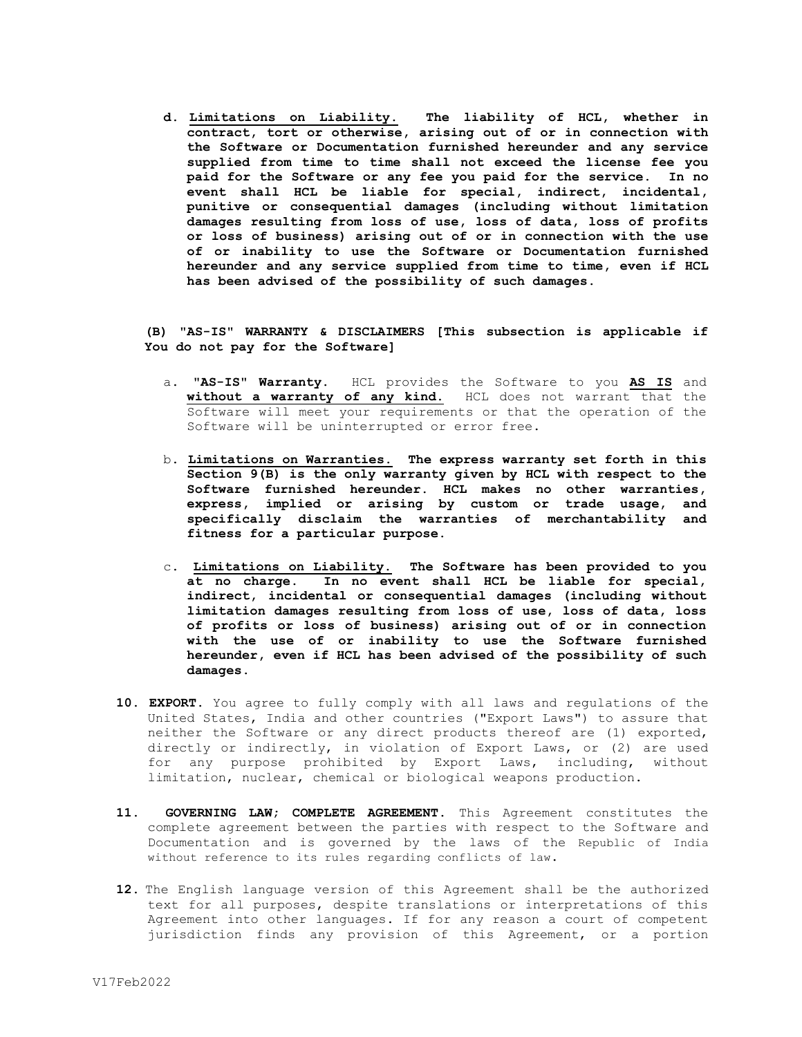d. **Limitations on Liability. The liability of HCL, whether in contract, tort or otherwise, arising out of or in connection with the Software or Documentation furnished hereunder and any service supplied from time to time shall not exceed the license fee you paid for the Software or any fee you paid for the service. In no event shall HCL be liable for special, indirect, incidental, punitive or consequential damages (including without limitation damages resulting from loss of use, loss of data, loss of profits or loss of business) arising out of or in connection with the use of or inability to use the Software or Documentation furnished hereunder and any service supplied from time to time, even if HCL has been advised of the possibility of such damages.**

**(B) "AS-IS" WARRANTY & DISCLAIMERS [This subsection is applicable if You do not pay for the Software]**

a. **"AS-IS" Warranty.** HCL provides the Software to you **AS IS** and **without a warranty of any kind.** HCL does not warrant that the Software will meet your requirements or that the operation of the Software will be uninterrupted or error free.

b. **Limitations on Warranties. The express warranty set forth in this Section 9(B) is the only warranty given by HCL with respect to the Software furnished hereunder. HCL makes no other warranties, express, implied or arising by custom or trade usage, and specifically disclaim the warranties of merchantability and fitness for a particular purpose.**

c. **Limitations on Liability. The Software has been provided to you at no charge. In no event shall HCL be liable for special, indirect, incidental or consequential damages (including without limitation damages resulting from loss of use, loss of data, loss of profits or loss of business) arising out of or in connection with the use of or inability to use the Software furnished hereunder, even if HCL has been advised of the possibility of such damages.**

**10. EXPORT.** You agree to fully comply with all laws and regulations of the United States, India and other countries ("Export Laws") to assure that neither the Software or any direct products thereof are (1) exported, directly or indirectly, in violation of Export Laws, or (2) are used for any purpose prohibited by Export Laws, including, without limitation, nuclear, chemical or biological weapons production.

**11. GOVERNING LAW; COMPLETE AGREEMENT.** This Agreement constitutes the complete agreement between the parties with respect to the Software and Documentation and is governed by the laws of the Republic of India without reference to its rules regarding conflicts of law.

**12.** The English language version of this Agreement shall be the authorized text for all purposes, despite translations or interpretations of this Agreement into other languages. If for any reason a court of competent jurisdiction finds any provision of this Agreement, or a portion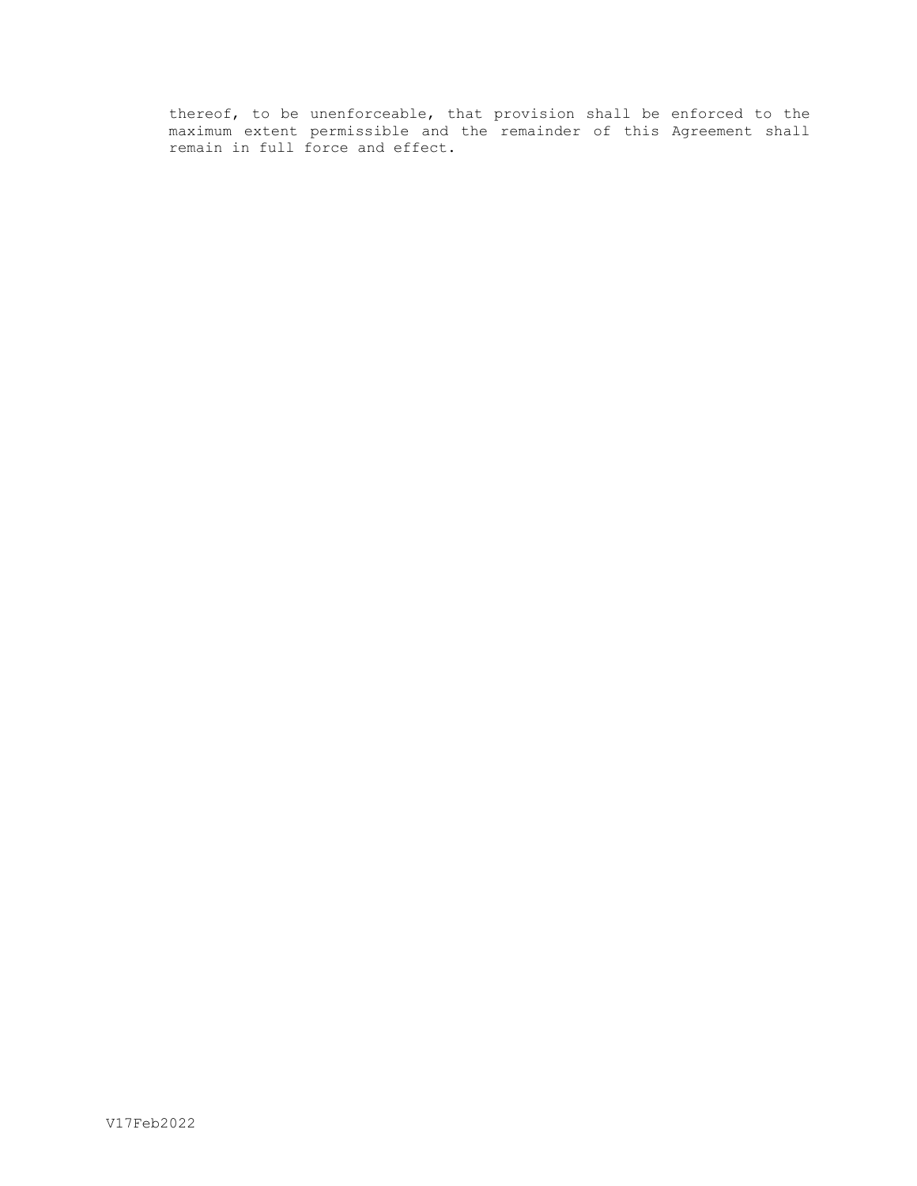thereof, to be unenforceable, that provision shall be enforced to the maximum extent permissible and the remainder of this Agreement shall remain in full force and effect.